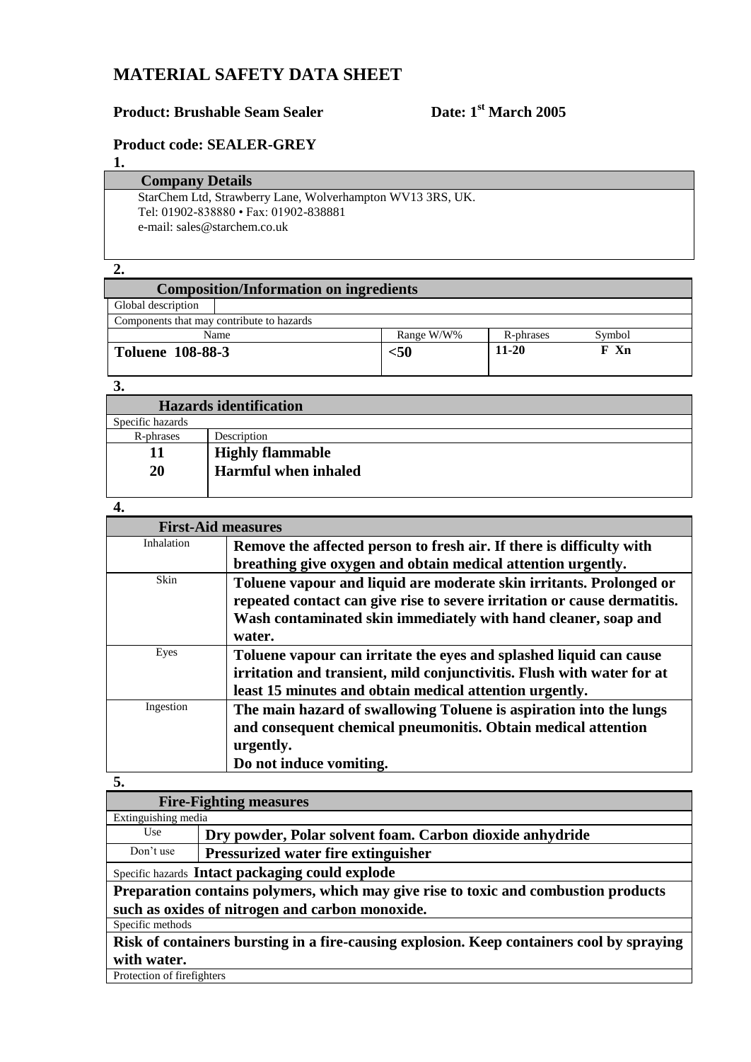# MATERIAL SAFETY DATA SHEET

**Product: Brushable Seam Sealer** **Date: 1st March 2005**

**Product code: SEALER-GREY**

**1.**

## Company Details

StarChem Ltd, Strawberry Lane, Wolverhampton WV13 3RS, UK.
Tel: 01902-838880 • Fax: 01902-838881
e-mail: sales@starchem.co.uk

**2.**

## Composition/Information on ingredients

Global description

Components that may contribute to hazards

| Name | Range W/W% | R-phrases | Symbol |
|---|---|---|---|
| **Toluene 108-88-3** | **<50** | **11-20** | **F Xn** |

**3.**

## Hazards identification

Specific hazards

| R-phrases | Description |
|---|---|
| **11** | **Highly flammable** |
| **20** | **Harmful when inhaled** |

**4.**

## First-Aid measures

| | |
|---|---|
| Inhalation | **Remove the affected person to fresh air. If there is difficulty with breathing give oxygen and obtain medical attention urgently.** |
| Skin | **Toluene vapour and liquid are moderate skin irritants. Prolonged or repeated contact can give rise to severe irritation or cause dermatitis. Wash contaminated skin immediately with hand cleaner, soap and water.** |
| Eyes | **Toluene vapour can irritate the eyes and splashed liquid can cause irritation and transient, mild conjunctivitis. Flush with water for at least 15 minutes and obtain medical attention urgently.** |
| Ingestion | **The main hazard of swallowing Toluene is aspiration into the lungs and consequent chemical pneumonitis. Obtain medical attention urgently. Do not induce vomiting.** |

**5.**

## Fire-Fighting measures

Extinguishing media

| | |
|---|---|
| Use | **Dry powder, Polar solvent foam. Carbon dioxide anhydride** |
| Don't use | **Pressurized water fire extinguisher** |

Specific hazards **Intact packaging could explode**

**Preparation contains polymers, which may give rise to toxic and combustion products such as oxides of nitrogen and carbon monoxide.**

Specific methods

**Risk of containers bursting in a fire-causing explosion. Keep containers cool by spraying with water.**

Protection of firefighters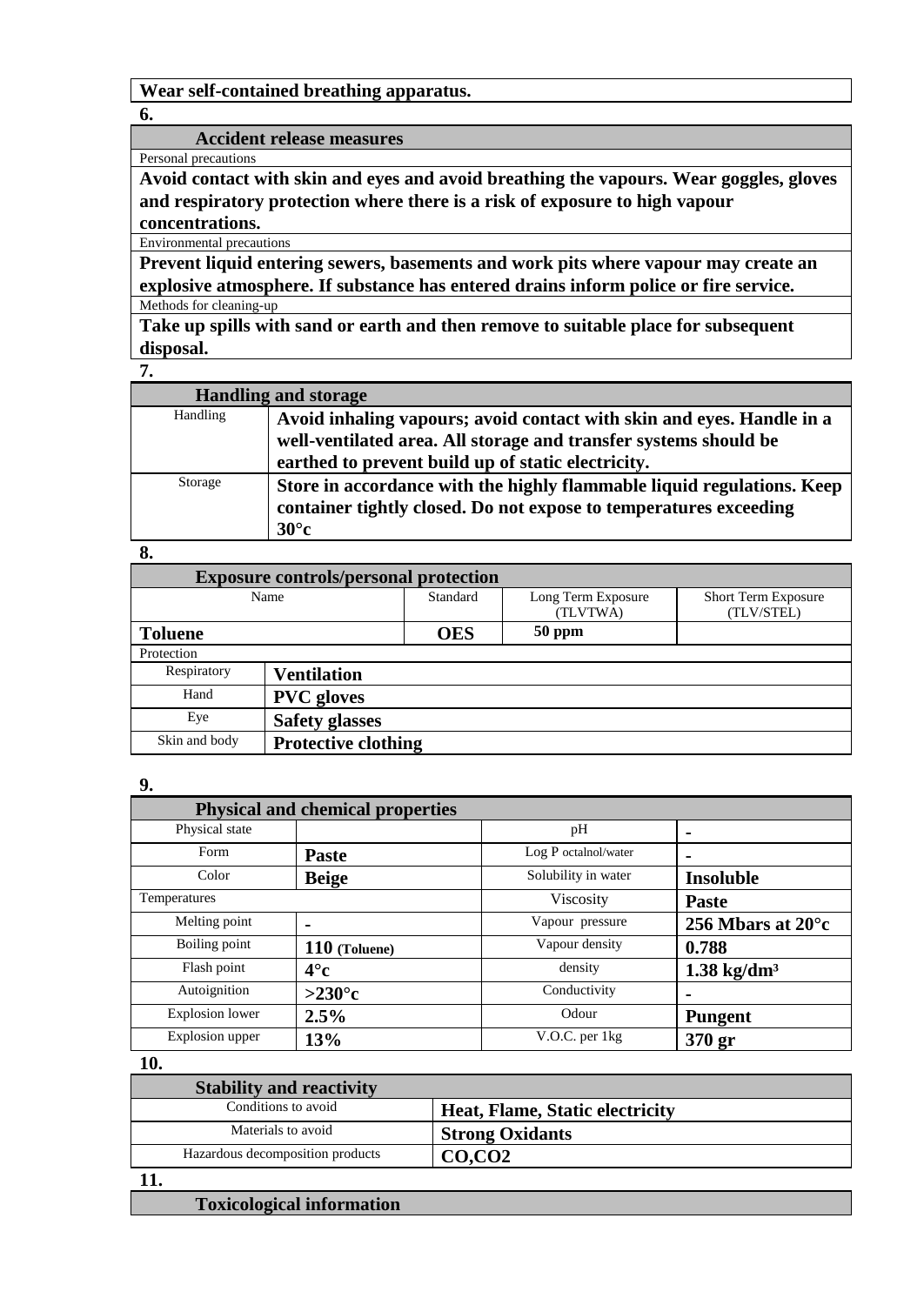**Wear self-contained breathing apparatus.**

**6.**

## Accident release measures

Personal precautions

**Avoid contact with skin and eyes and avoid breathing the vapours. Wear goggles, gloves and respiratory protection where there is a risk of exposure to high vapour concentrations.**

Environmental precautions

**Prevent liquid entering sewers, basements and work pits where vapour may create an explosive atmosphere. If substance has entered drains inform police or fire service.**

Methods for cleaning-up

**Take up spills with sand or earth and then remove to suitable place for subsequent disposal.**

**7.**

## Handling and storage

| | |
|---|---|
| Handling | **Avoid inhaling vapours; avoid contact with skin and eyes. Handle in a well-ventilated area. All storage and transfer systems should be earthed to prevent build up of static electricity.** |
| Storage | **Store in accordance with the highly flammable liquid regulations. Keep container tightly closed. Do not expose to temperatures exceeding 30°c** |

**8.**

## Exposure controls/personal protection

| Name | Standard | Long Term Exposure (TLVTWA) | Short Term Exposure (TLV/STEL) |
|---|---|---|---|
| **Toluene** | **OES** | **50 ppm** | |

Protection

| | |
|---|---|
| Respiratory | **Ventilation** |
| Hand | **PVC gloves** |
| Eye | **Safety glasses** |
| Skin and body | **Protective clothing** |

**9.**

## Physical and chemical properties

| | | | |
|---|---|---|---|
| Physical state | | pH | **-** |
| Form | **Paste** | Log P octalnol/water | **-** |
| Color | **Beige** | Solubility in water | **Insoluble** |
| Temperatures | | Viscosity | **Paste** |
| Melting point | **-** | Vapour pressure | **256 Mbars at 20°c** |
| Boiling point | **110 (Toluene)** | Vapour density | **0.788** |
| Flash point | **4°c** | density | **1.38 kg/dm³** |
| Autoignition | **>230°c** | Conductivity | **-** |
| Explosion lower | **2.5%** | Odour | **Pungent** |
| Explosion upper | **13%** | V.O.C. per 1kg | **370 gr** |

**10.**

## Stability and reactivity

| | |
|---|---|
| Conditions to avoid | **Heat, Flame, Static electricity** |
| Materials to avoid | **Strong Oxidants** |
| Hazardous decomposition products | **CO,CO2** |

**11.**

## Toxicological information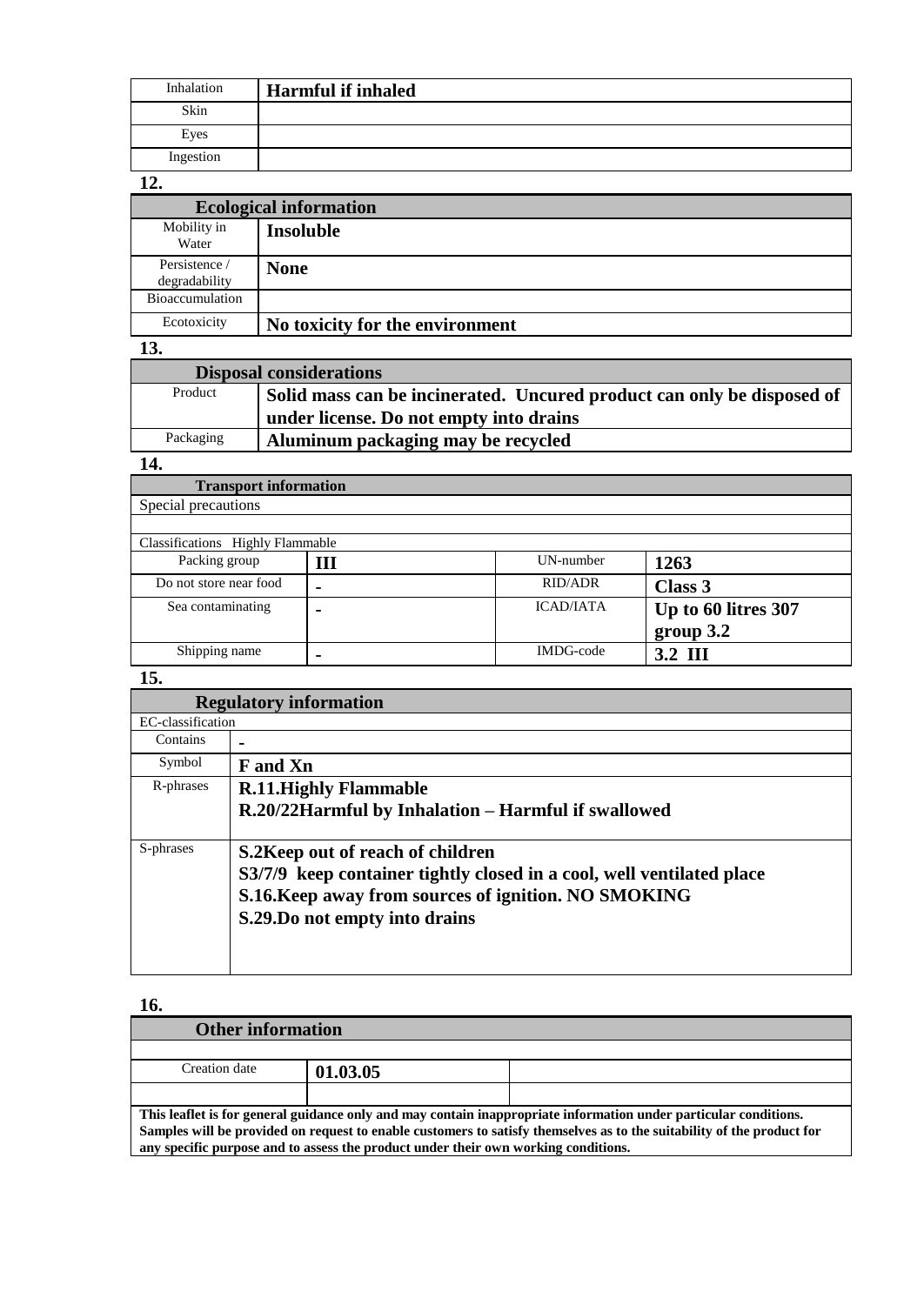| | |
|---|---|
| Inhalation | **Harmful if inhaled** |
| Skin | |
| Eyes | |
| Ingestion | |

**12.**

| Ecological information | |
|---|---|
| Mobility in Water | **Insoluble** |
| Persistence / degradability | **None** |
| Bioaccumulation | |
| Ecotoxicity | **No toxicity for the environment** |

**13.**

| Disposal considerations | |
|---|---|
| Product | **Solid mass can be incinerated. Uncured product can only be disposed of under license. Do not empty into drains** |
| Packaging | **Aluminum packaging may be recycled** |

**14.**

| Transport information | | | |
|---|---|---|---|
| Special precautions | | | |
| | | | |
| Classifications Highly Flammable | | | |
| Packing group | **III** | UN-number | **1263** |
| Do not store near food | - | RID/ADR | **Class 3** |
| Sea contaminating | - | ICAD/IATA | **Up to 60 litres 307 group 3.2** |
| Shipping name | - | IMDG-code | **3.2 III** |

**15.**

| Regulatory information | |
|---|---|
| EC-classification | |
| Contains | - |
| Symbol | **F and Xn** |
| R-phrases | **R.11.Highly Flammable**<br>**R.20/22Harmful by Inhalation – Harmful if swallowed** |
| S-phrases | **S.2Keep out of reach of children**<br>**S3/7/9 keep container tightly closed in a cool, well ventilated place**<br>**S.16.Keep away from sources of ignition. NO SMOKING**<br>**S.29.Do not empty into drains** |

**16.**

| Other information | | |
|---|---|---|
| | | |
| Creation date | **01.03.05** | |
| | | |

**This leaflet is for general guidance only and may contain inappropriate information under particular conditions. Samples will be provided on request to enable customers to satisfy themselves as to the suitability of the product for any specific purpose and to assess the product under their own working conditions.**